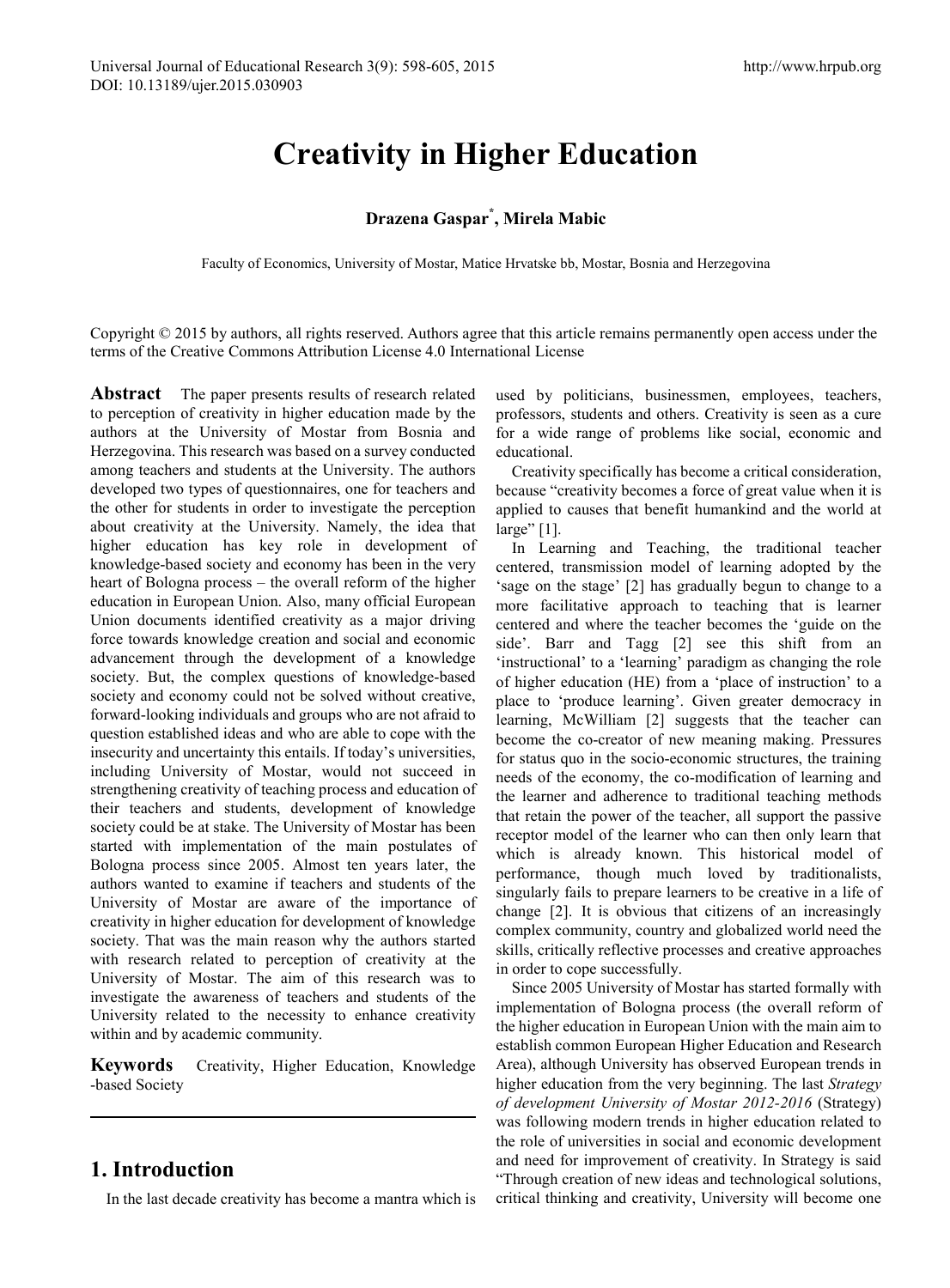# Creativity in Higher Education

**Drazena Gaspar*, Mirela Mabic**

Faculty of Economics, University of Mostar, Matice Hrvatske bb, Mostar, Bosnia and Herzegovina

Copyright © 2015 by authors, all rights reserved. Authors agree that this article remains permanently open access under the terms of the Creative Commons Attribution License 4.0 International License

**Abstract** The paper presents results of research related to perception of creativity in higher education made by the authors at the University of Mostar from Bosnia and Herzegovina. This research was based on a survey conducted among teachers and students at the University. The authors developed two types of questionnaires, one for teachers and the other for students in order to investigate the perception about creativity at the University. Namely, the idea that higher education has key role in development of knowledge-based society and economy has been in the very heart of Bologna process – the overall reform of the higher education in European Union. Also, many official European Union documents identified creativity as a major driving force towards knowledge creation and social and economic advancement through the development of a knowledge society. But, the complex questions of knowledge-based society and economy could not be solved without creative, forward-looking individuals and groups who are not afraid to question established ideas and who are able to cope with the insecurity and uncertainty this entails. If today's universities, including University of Mostar, would not succeed in strengthening creativity of teaching process and education of their teachers and students, development of knowledge society could be at stake. The University of Mostar has been started with implementation of the main postulates of Bologna process since 2005. Almost ten years later, the authors wanted to examine if teachers and students of the University of Mostar are aware of the importance of creativity in higher education for development of knowledge society. That was the main reason why the authors started with research related to perception of creativity at the University of Mostar. The aim of this research was to investigate the awareness of teachers and students of the University related to the necessity to enhance creativity within and by academic community.

**Keywords** Creativity, Higher Education, Knowledge -based Society

## 1. Introduction

In the last decade creativity has become a mantra which is used by politicians, businessmen, employees, teachers, professors, students and others. Creativity is seen as a cure for a wide range of problems like social, economic and educational.

Creativity specifically has become a critical consideration, because "creativity becomes a force of great value when it is applied to causes that benefit humankind and the world at large" [1].

In Learning and Teaching, the traditional teacher centered, transmission model of learning adopted by the 'sage on the stage' [2] has gradually begun to change to a more facilitative approach to teaching that is learner centered and where the teacher becomes the 'guide on the side'. Barr and Tagg [2] see this shift from an 'instructional' to a 'learning' paradigm as changing the role of higher education (HE) from a 'place of instruction' to a place to 'produce learning'. Given greater democracy in learning, McWilliam [2] suggests that the teacher can become the co-creator of new meaning making. Pressures for status quo in the socio-economic structures, the training needs of the economy, the co-modification of learning and the learner and adherence to traditional teaching methods that retain the power of the teacher, all support the passive receptor model of the learner who can then only learn that which is already known. This historical model of performance, though much loved by traditionalists, singularly fails to prepare learners to be creative in a life of change [2]. It is obvious that citizens of an increasingly complex community, country and globalized world need the skills, critically reflective processes and creative approaches in order to cope successfully.

Since 2005 University of Mostar has started formally with implementation of Bologna process (the overall reform of the higher education in European Union with the main aim to establish common European Higher Education and Research Area), although University has observed European trends in higher education from the very beginning. The last *Strategy of development University of Mostar 2012-2016* (Strategy) was following modern trends in higher education related to the role of universities in social and economic development and need for improvement of creativity. In Strategy is said "Through creation of new ideas and technological solutions, critical thinking and creativity, University will become one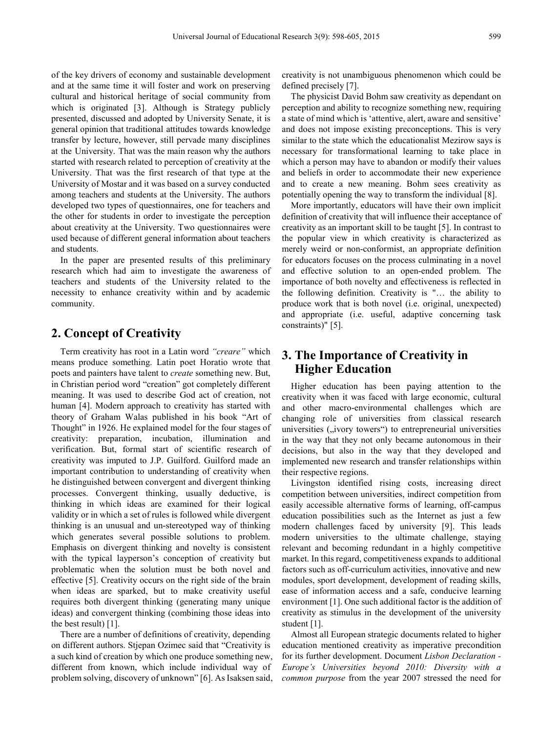of the key drivers of economy and sustainable development and at the same time it will foster and work on preserving cultural and historical heritage of social community from which is originated [3]. Although is Strategy publicly presented, discussed and adopted by University Senate, it is general opinion that traditional attitudes towards knowledge transfer by lecture, however, still pervade many disciplines at the University. That was the main reason why the authors started with research related to perception of creativity at the University. That was the first research of that type at the University of Mostar and it was based on a survey conducted among teachers and students at the University. The authors developed two types of questionnaires, one for teachers and the other for students in order to investigate the perception about creativity at the University. Two questionnaires were used because of different general information about teachers and students.

In the paper are presented results of this preliminary research which had aim to investigate the awareness of teachers and students of the University related to the necessity to enhance creativity within and by academic community.

## 2. Concept of Creativity

Term creativity has root in a Latin word *"creare"* which means produce something. Latin poet Horatio wrote that poets and painters have talent to *create* something new. But, in Christian period word "creation" got completely different meaning. It was used to describe God act of creation, not human [4]. Modern approach to creativity has started with theory of Graham Walas published in his book "Art of Thought" in 1926. He explained model for the four stages of creativity: preparation, incubation, illumination and verification. But, formal start of scientific research of creativity was imputed to J.P. Guilford. Guilford made an important contribution to understanding of creativity when he distinguished between convergent and divergent thinking processes. Convergent thinking, usually deductive, is thinking in which ideas are examined for their logical validity or in which a set of rules is followed while divergent thinking is an unusual and un-stereotyped way of thinking which generates several possible solutions to problem. Emphasis on divergent thinking and novelty is consistent with the typical layperson's conception of creativity but problematic when the solution must be both novel and effective [5]. Creativity occurs on the right side of the brain when ideas are sparked, but to make creativity useful requires both divergent thinking (generating many unique ideas) and convergent thinking (combining those ideas into the best result) [1].

There are a number of definitions of creativity, depending on different authors. Stjepan Ozimec said that "Creativity is a such kind of creation by which one produce something new, different from known, which include individual way of problem solving, discovery of unknown" [6]. As Isaksen said, creativity is not unambiguous phenomenon which could be defined precisely [7].

The physicist David Bohm saw creativity as dependant on perception and ability to recognize something new, requiring a state of mind which is 'attentive, alert, aware and sensitive' and does not impose existing preconceptions. This is very similar to the state which the educationalist Mezirow says is necessary for transformational learning to take place in which a person may have to abandon or modify their values and beliefs in order to accommodate their new experience and to create a new meaning. Bohm sees creativity as potentially opening the way to transform the individual [8].

More importantly, educators will have their own implicit definition of creativity that will influence their acceptance of creativity as an important skill to be taught [5]. In contrast to the popular view in which creativity is characterized as merely weird or non-conformist, an appropriate definition for educators focuses on the process culminating in a novel and effective solution to an open-ended problem. The importance of both novelty and effectiveness is reflected in the following definition. Creativity is "… the ability to produce work that is both novel (i.e. original, unexpected) and appropriate (i.e. useful, adaptive concerning task constraints)" [5].

## 3. The Importance of Creativity in Higher Education

Higher education has been paying attention to the creativity when it was faced with large economic, cultural and other macro-environmental challenges which are changing role of universities from classical research universities („ivory towers") to entrepreneurial universities in the way that they not only became autonomous in their decisions, but also in the way that they developed and implemented new research and transfer relationships within their respective regions.

Livingston identified rising costs, increasing direct competition between universities, indirect competition from easily accessible alternative forms of learning, off-campus education possibilities such as the Internet as just a few modern challenges faced by university [9]. This leads modern universities to the ultimate challenge, staying relevant and becoming redundant in a highly competitive market. In this regard, competitiveness expands to additional factors such as off-curriculum activities, innovative and new modules, sport development, development of reading skills, ease of information access and a safe, conducive learning environment [1]. One such additional factor is the addition of creativity as stimulus in the development of the university student [1].

Almost all European strategic documents related to higher education mentioned creativity as imperative precondition for its further development. Document *Lisbon Declaration - Europe's Universities beyond 2010: Diversity with a common purpose* from the year 2007 stressed the need for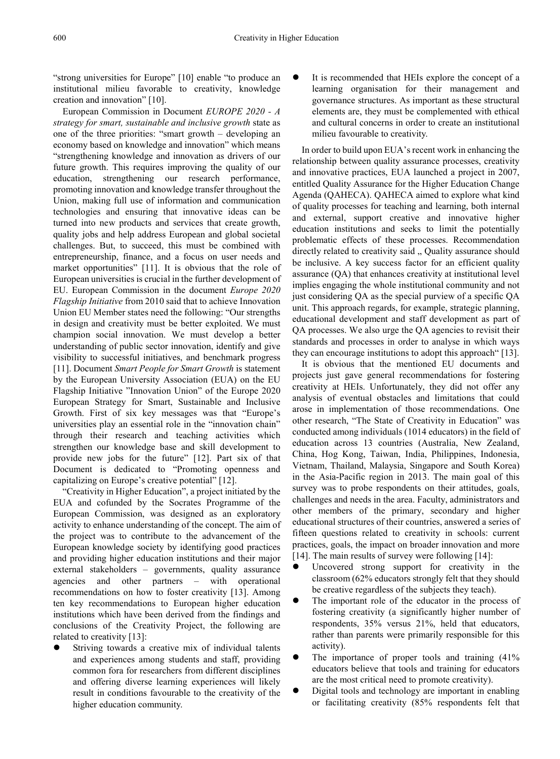"strong universities for Europe" [10] enable "to produce an institutional milieu favorable to creativity, knowledge creation and innovation" [10].

European Commission in Document *EUROPE 2020 - A strategy for smart, sustainable and inclusive growth* state as one of the three priorities: "smart growth – developing an economy based on knowledge and innovation" which means "strengthening knowledge and innovation as drivers of our future growth. This requires improving the quality of our education, strengthening our research performance, promoting innovation and knowledge transfer throughout the Union, making full use of information and communication technologies and ensuring that innovative ideas can be turned into new products and services that create growth, quality jobs and help address European and global societal challenges. But, to succeed, this must be combined with entrepreneurship, finance, and a focus on user needs and market opportunities" [11]. It is obvious that the role of European universities is crucial in the further development of EU. European Commission in the document *Europe 2020 Flagship Initiative* from 2010 said that to achieve Innovation Union EU Member states need the following: "Our strengths in design and creativity must be better exploited. We must champion social innovation. We must develop a better understanding of public sector innovation, identify and give visibility to successful initiatives, and benchmark progress [11]. Document *Smart People for Smart Growth* is statement by the European University Association (EUA) on the EU Flagship Initiative "Innovation Union" of the Europe 2020 European Strategy for Smart, Sustainable and Inclusive Growth. First of six key messages was that "Europe's universities play an essential role in the "innovation chain" through their research and teaching activities which strengthen our knowledge base and skill development to provide new jobs for the future" [12]. Part six of that Document is dedicated to "Promoting openness and capitalizing on Europe's creative potential" [12].

"Creativity in Higher Education", a project initiated by the EUA and cofunded by the Socrates Programme of the European Commission, was designed as an exploratory activity to enhance understanding of the concept. The aim of the project was to contribute to the advancement of the European knowledge society by identifying good practices and providing higher education institutions and their major external stakeholders – governments, quality assurance agencies and other partners – with operational recommendations on how to foster creativity [13]. Among ten key recommendations to European higher education institutions which have been derived from the findings and conclusions of the Creativity Project, the following are related to creativity [13]:

- Striving towards a creative mix of individual talents and experiences among students and staff, providing common fora for researchers from different disciplines and offering diverse learning experiences will likely result in conditions favourable to the creativity of the higher education community.
- It is recommended that HEIs explore the concept of a learning organisation for their management and governance structures. As important as these structural elements are, they must be complemented with ethical and cultural concerns in order to create an institutional milieu favourable to creativity.

In order to build upon EUA's recent work in enhancing the relationship between quality assurance processes, creativity and innovative practices, EUA launched a project in 2007, entitled Quality Assurance for the Higher Education Change Agenda (QAHECA). QAHECA aimed to explore what kind of quality processes for teaching and learning, both internal and external, support creative and innovative higher education institutions and seeks to limit the potentially problematic effects of these processes. Recommendation directly related to creativity said „ Quality assurance should be inclusive. A key success factor for an efficient quality assurance (QA) that enhances creativity at institutional level implies engaging the whole institutional community and not just considering QA as the special purview of a specific QA unit. This approach regards, for example, strategic planning, educational development and staff development as part of QA processes. We also urge the QA agencies to revisit their standards and processes in order to analyse in which ways they can encourage institutions to adopt this approach" [13].

It is obvious that the mentioned EU documents and projects just gave general recommendations for fostering creativity at HEIs. Unfortunately, they did not offer any analysis of eventual obstacles and limitations that could arose in implementation of those recommendations. One other research, "The State of Creativity in Education" was conducted among individuals (1014 educators) in the field of education across 13 countries (Australia, New Zealand, China, Hog Kong, Taiwan, India, Philippines, Indonesia, Vietnam, Thailand, Malaysia, Singapore and South Korea) in the Asia-Pacific region in 2013. The main goal of this survey was to probe respondents on their attitudes, goals, challenges and needs in the area. Faculty, administrators and other members of the primary, secondary and higher educational structures of their countries, answered a series of fifteen questions related to creativity in schools: current practices, goals, the impact on broader innovation and more [14]. The main results of survey were following [14]:

- Uncovered strong support for creativity in the classroom (62% educators strongly felt that they should be creative regardless of the subjects they teach).
- The important role of the educator in the process of fostering creativity (a significantly higher number of respondents, 35% versus 21%, held that educators, rather than parents were primarily responsible for this activity).
- The importance of proper tools and training (41% educators believe that tools and training for educators are the most critical need to promote creativity).
- Digital tools and technology are important in enabling or facilitating creativity (85% respondents felt that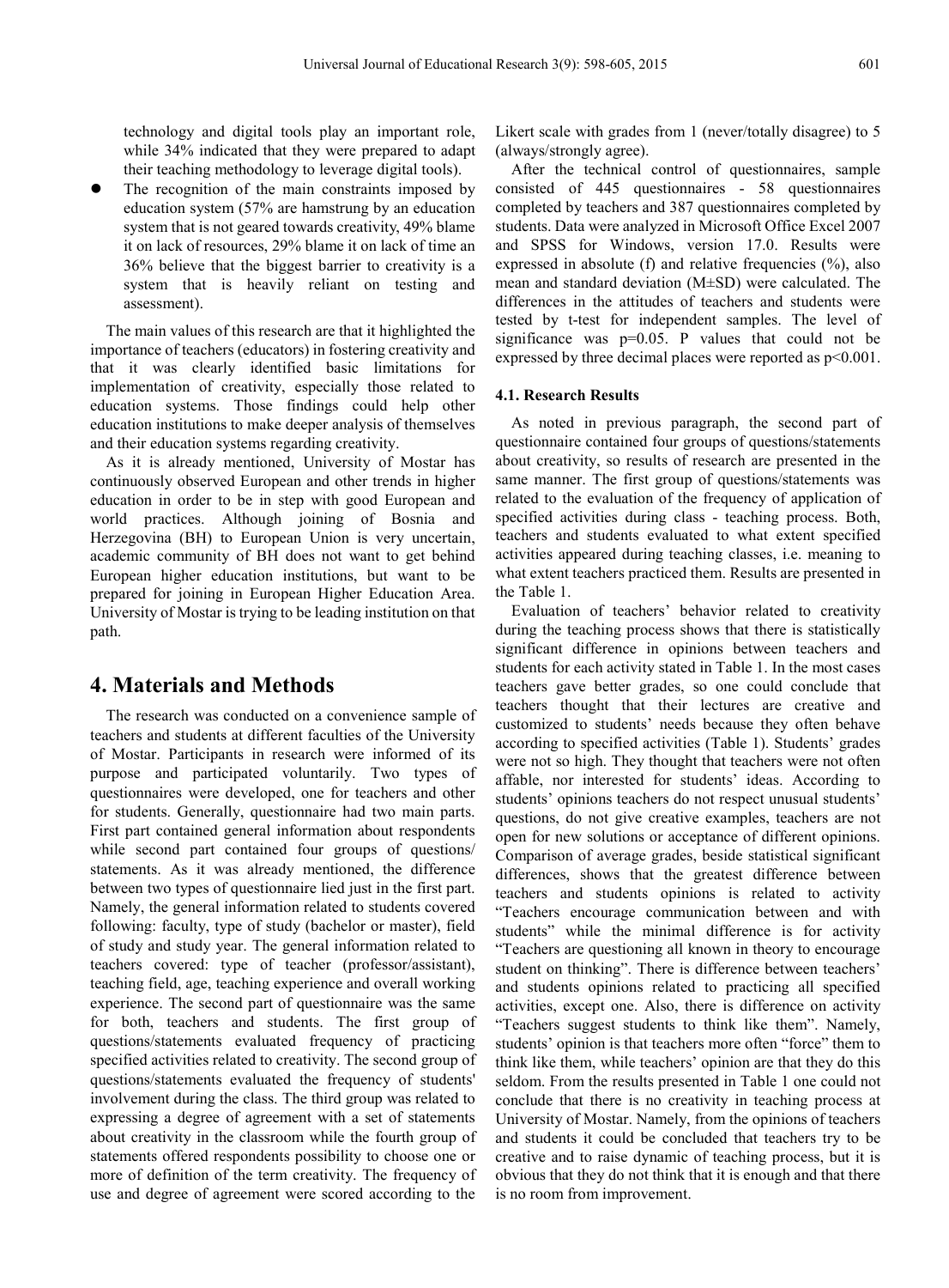technology and digital tools play an important role, while 34% indicated that they were prepared to adapt their teaching methodology to leverage digital tools).

- The recognition of the main constraints imposed by education system (57% are hamstrung by an education system that is not geared towards creativity, 49% blame it on lack of resources, 29% blame it on lack of time an 36% believe that the biggest barrier to creativity is a system that is heavily reliant on testing and assessment).

The main values of this research are that it highlighted the importance of teachers (educators) in fostering creativity and that it was clearly identified basic limitations for implementation of creativity, especially those related to education systems. Those findings could help other education institutions to make deeper analysis of themselves and their education systems regarding creativity.

As it is already mentioned, University of Mostar has continuously observed European and other trends in higher education in order to be in step with good European and world practices. Although joining of Bosnia and Herzegovina (BH) to European Union is very uncertain, academic community of BH does not want to get behind European higher education institutions, but want to be prepared for joining in European Higher Education Area. University of Mostar is trying to be leading institution on that path.

# 4. Materials and Methods

The research was conducted on a convenience sample of teachers and students at different faculties of the University of Mostar. Participants in research were informed of its purpose and participated voluntarily. Two types of questionnaires were developed, one for teachers and other for students. Generally, questionnaire had two main parts. First part contained general information about respondents while second part contained four groups of questions/ statements. As it was already mentioned, the difference between two types of questionnaire lied just in the first part. Namely, the general information related to students covered following: faculty, type of study (bachelor or master), field of study and study year. The general information related to teachers covered: type of teacher (professor/assistant), teaching field, age, teaching experience and overall working experience. The second part of questionnaire was the same for both, teachers and students. The first group of questions/statements evaluated frequency of practicing specified activities related to creativity. The second group of questions/statements evaluated the frequency of students' involvement during the class. The third group was related to expressing a degree of agreement with a set of statements about creativity in the classroom while the fourth group of statements offered respondents possibility to choose one or more of definition of the term creativity. The frequency of use and degree of agreement were scored according to the Likert scale with grades from 1 (never/totally disagree) to 5 (always/strongly agree).

After the technical control of questionnaires, sample consisted of 445 questionnaires - 58 questionnaires completed by teachers and 387 questionnaires completed by students. Data were analyzed in Microsoft Office Excel 2007 and SPSS for Windows, version 17.0. Results were expressed in absolute (f) and relative frequencies (%), also mean and standard deviation (M±SD) were calculated. The differences in the attitudes of teachers and students were tested by t-test for independent samples. The level of significance was $p=0.05$. P values that could not be expressed by three decimal places were reported as $p<0.001$.

### 4.1. Research Results

As noted in previous paragraph, the second part of questionnaire contained four groups of questions/statements about creativity, so results of research are presented in the same manner. The first group of questions/statements was related to the evaluation of the frequency of application of specified activities during class - teaching process. Both, teachers and students evaluated to what extent specified activities appeared during teaching classes, i.e. meaning to what extent teachers practiced them. Results are presented in the Table 1.

Evaluation of teachers' behavior related to creativity during the teaching process shows that there is statistically significant difference in opinions between teachers and students for each activity stated in Table 1. In the most cases teachers gave better grades, so one could conclude that teachers thought that their lectures are creative and customized to students' needs because they often behave according to specified activities (Table 1). Students' grades were not so high. They thought that teachers were not often affable, nor interested for students' ideas. According to students' opinions teachers do not respect unusual students' questions, do not give creative examples, teachers are not open for new solutions or acceptance of different opinions. Comparison of average grades, beside statistical significant differences, shows that the greatest difference between teachers and students opinions is related to activity "Teachers encourage communication between and with students" while the minimal difference is for activity "Teachers are questioning all known in theory to encourage student on thinking". There is difference between teachers' and students opinions related to practicing all specified activities, except one. Also, there is difference on activity "Teachers suggest students to think like them". Namely, students' opinion is that teachers more often "force" them to think like them, while teachers' opinion are that they do this seldom. From the results presented in Table 1 one could not conclude that there is no creativity in teaching process at University of Mostar. Namely, from the opinions of teachers and students it could be concluded that teachers try to be creative and to raise dynamic of teaching process, but it is obvious that they do not think that it is enough and that there is no room from improvement.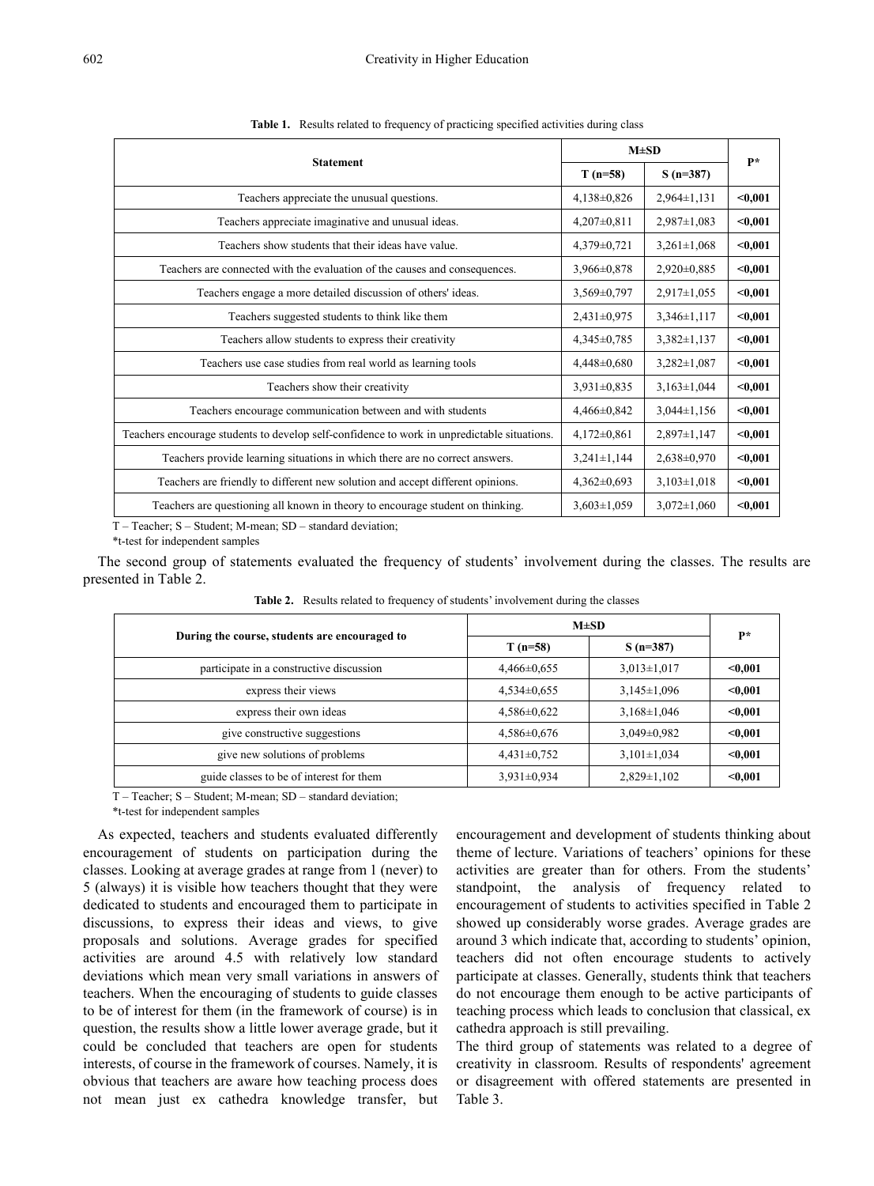**Table 1.** Results related to frequency of practicing specified activities during class

| Statement | M±SD | | P* |
|---|---|---|---|
| | T (n=58) | S (n=387) | |
| Teachers appreciate the unusual questions. | 4,138±0,826 | 2,964±1,131 | **<0,001** |
| Teachers appreciate imaginative and unusual ideas. | 4,207±0,811 | 2,987±1,083 | **<0,001** |
| Teachers show students that their ideas have value. | 4,379±0,721 | 3,261±1,068 | **<0,001** |
| Teachers are connected with the evaluation of the causes and consequences. | 3,966±0,878 | 2,920±0,885 | **<0,001** |
| Teachers engage a more detailed discussion of others' ideas. | 3,569±0,797 | 2,917±1,055 | **<0,001** |
| Teachers suggested students to think like them | 2,431±0,975 | 3,346±1,117 | **<0,001** |
| Teachers allow students to express their creativity | 4,345±0,785 | 3,382±1,137 | **<0,001** |
| Teachers use case studies from real world as learning tools | 4,448±0,680 | 3,282±1,087 | **<0,001** |
| Teachers show their creativity | 3,931±0,835 | 3,163±1,044 | **<0,001** |
| Teachers encourage communication between and with students | 4,466±0,842 | 3,044±1,156 | **<0,001** |
| Teachers encourage students to develop self-confidence to work in unpredictable situations. | 4,172±0,861 | 2,897±1,147 | **<0,001** |
| Teachers provide learning situations in which there are no correct answers. | 3,241±1,144 | 2,638±0,970 | **<0,001** |
| Teachers are friendly to different new solution and accept different opinions. | 4,362±0,693 | 3,103±1,018 | **<0,001** |
| Teachers are questioning all known in theory to encourage student on thinking. | 3,603±1,059 | 3,072±1,060 | **<0,001** |

T – Teacher; S – Student; M-mean; SD – standard deviation;

*t-test for independent samples

The second group of statements evaluated the frequency of students' involvement during the classes. The results are presented in Table 2.

**Table 2.** Results related to frequency of students' involvement during the classes

| During the course, students are encouraged to | M±SD | | P* |
|---|---|---|---|
| | T (n=58) | S (n=387) | |
| participate in a constructive discussion | 4,466±0,655 | 3,013±1,017 | **<0,001** |
| express their views | 4,534±0,655 | 3,145±1,096 | **<0,001** |
| express their own ideas | 4,586±0,622 | 3,168±1,046 | **<0,001** |
| give constructive suggestions | 4,586±0,676 | 3,049±0,982 | **<0,001** |
| give new solutions of problems | 4,431±0,752 | 3,101±1,034 | **<0,001** |
| guide classes to be of interest for them | 3,931±0,934 | 2,829±1,102 | **<0,001** |

T – Teacher; S – Student; M-mean; SD – standard deviation;

*t-test for independent samples

As expected, teachers and students evaluated differently encouragement of students on participation during the classes. Looking at average grades at range from 1 (never) to 5 (always) it is visible how teachers thought that they were dedicated to students and encouraged them to participate in discussions, to express their ideas and views, to give proposals and solutions. Average grades for specified activities are around 4.5 with relatively low standard deviations which mean very small variations in answers of teachers. When the encouraging of students to guide classes to be of interest for them (in the framework of course) is in question, the results show a little lower average grade, but it could be concluded that teachers are open for students interests, of course in the framework of courses. Namely, it is obvious that teachers are aware how teaching process does not mean just ex cathedra knowledge transfer, but encouragement and development of students thinking about theme of lecture. Variations of teachers' opinions for these activities are greater than for others. From the students' standpoint, the analysis of frequency related to encouragement of students to activities specified in Table 2 showed up considerably worse grades. Average grades are around 3 which indicate that, according to students' opinion, teachers did not often encourage students to actively participate at classes. Generally, students think that teachers do not encourage them enough to be active participants of teaching process which leads to conclusion that classical, ex cathedra approach is still prevailing.

The third group of statements was related to a degree of creativity in classroom. Results of respondents' agreement or disagreement with offered statements are presented in Table 3.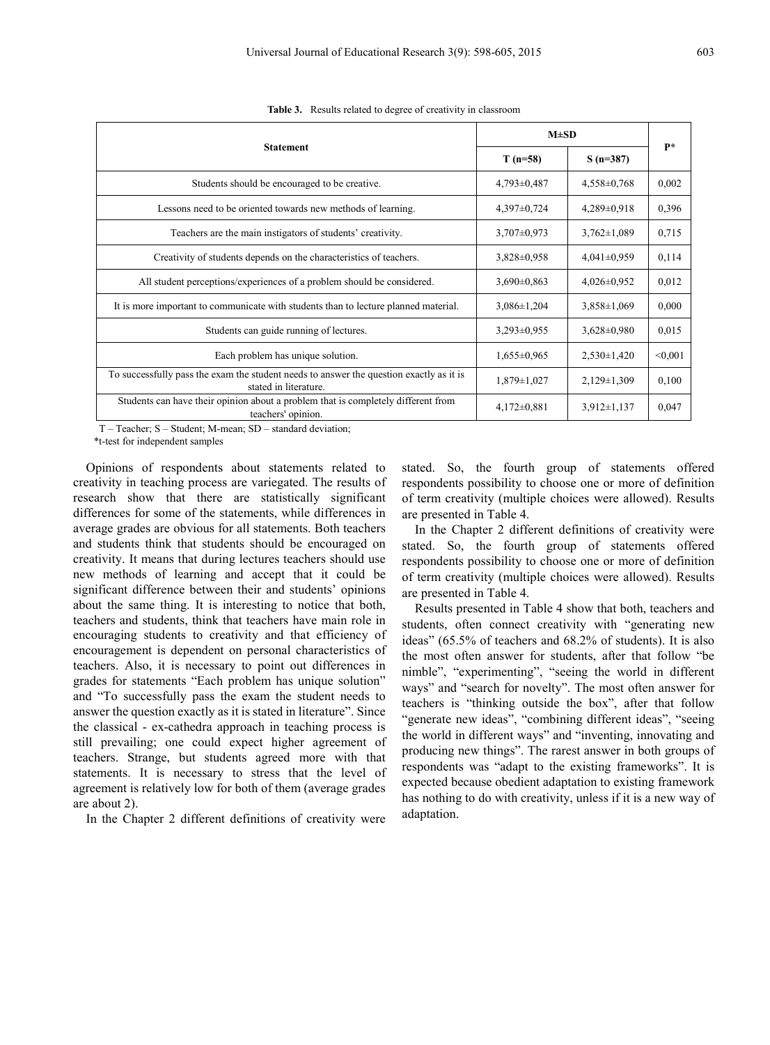**Table 3.** Results related to degree of creativity in classroom

| Statement | M±SD | | P* |
|---|---|---|---|
| | T (n=58) | S (n=387) | |
| Students should be encouraged to be creative. | 4,793±0,487 | 4,558±0,768 | 0,002 |
| Lessons need to be oriented towards new methods of learning. | 4,397±0,724 | 4,289±0,918 | 0,396 |
| Teachers are the main instigators of students' creativity. | 3,707±0,973 | 3,762±1,089 | 0,715 |
| Creativity of students depends on the characteristics of teachers. | 3,828±0,958 | 4,041±0,959 | 0,114 |
| All student perceptions/experiences of a problem should be considered. | 3,690±0,863 | 4,026±0,952 | 0,012 |
| It is more important to communicate with students than to lecture planned material. | 3,086±1,204 | 3,858±1,069 | 0,000 |
| Students can guide running of lectures. | 3,293±0,955 | 3,628±0,980 | 0,015 |
| Each problem has unique solution. | 1,655±0,965 | 2,530±1,420 | <0,001 |
| To successfully pass the exam the student needs to answer the question exactly as it is stated in literature. | 1,879±1,027 | 2,129±1,309 | 0,100 |
| Students can have their opinion about a problem that is completely different from teachers' opinion. | 4,172±0,881 | 3,912±1,137 | 0,047 |

T – Teacher; S – Student; M-mean; SD – standard deviation;
*t-test for independent samples

Opinions of respondents about statements related to creativity in teaching process are variegated. The results of research show that there are statistically significant differences for some of the statements, while differences in average grades are obvious for all statements. Both teachers and students think that students should be encouraged on creativity. It means that during lectures teachers should use new methods of learning and accept that it could be significant difference between their and students' opinions about the same thing. It is interesting to notice that both, teachers and students, think that teachers have main role in encouraging students to creativity and that efficiency of encouragement is dependent on personal characteristics of teachers. Also, it is necessary to point out differences in grades for statements "Each problem has unique solution" and "To successfully pass the exam the student needs to answer the question exactly as it is stated in literature". Since the classical - ex-cathedra approach in teaching process is still prevailing; one could expect higher agreement of teachers. Strange, but students agreed more with that statements. It is necessary to stress that the level of agreement is relatively low for both of them (average grades are about 2).

In the Chapter 2 different definitions of creativity were stated. So, the fourth group of statements offered respondents possibility to choose one or more of definition of term creativity (multiple choices were allowed). Results are presented in Table 4.

In the Chapter 2 different definitions of creativity were stated. So, the fourth group of statements offered respondents possibility to choose one or more of definition of term creativity (multiple choices were allowed). Results are presented in Table 4.

Results presented in Table 4 show that both, teachers and students, often connect creativity with "generating new ideas" (65.5% of teachers and 68.2% of students). It is also the most often answer for students, after that follow "be nimble", "experimenting", "seeing the world in different ways" and "search for novelty". The most often answer for teachers is "thinking outside the box", after that follow "generate new ideas", "combining different ideas", "seeing the world in different ways" and "inventing, innovating and producing new things". The rarest answer in both groups of respondents was "adapt to the existing frameworks". It is expected because obedient adaptation to existing framework has nothing to do with creativity, unless if it is a new way of adaptation.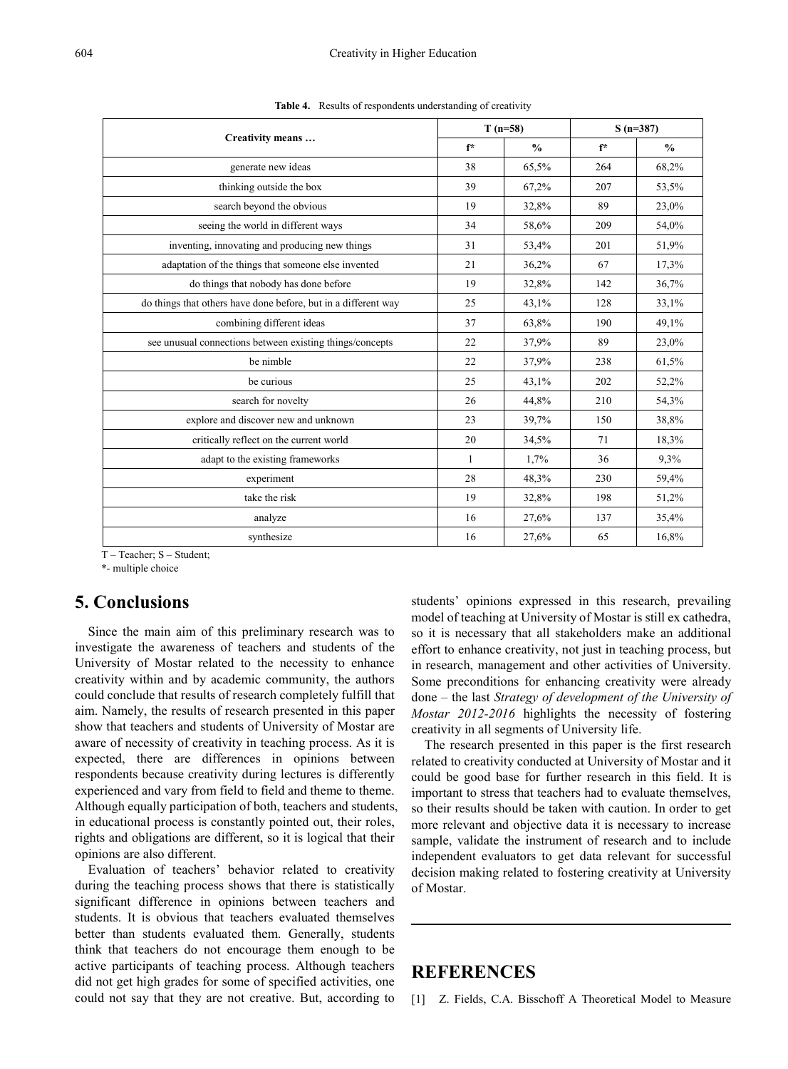**Table 4.** Results of respondents understanding of creativity

| Creativity means … | T (n=58) | | S (n=387) | |
|---|---|---|---|---|
| | f* | % | f* | % |
| generate new ideas | 38 | 65,5% | 264 | 68,2% |
| thinking outside the box | 39 | 67,2% | 207 | 53,5% |
| search beyond the obvious | 19 | 32,8% | 89 | 23,0% |
| seeing the world in different ways | 34 | 58,6% | 209 | 54,0% |
| inventing, innovating and producing new things | 31 | 53,4% | 201 | 51,9% |
| adaptation of the things that someone else invented | 21 | 36,2% | 67 | 17,3% |
| do things that nobody has done before | 19 | 32,8% | 142 | 36,7% |
| do things that others have done before, but in a different way | 25 | 43,1% | 128 | 33,1% |
| combining different ideas | 37 | 63,8% | 190 | 49,1% |
| see unusual connections between existing things/concepts | 22 | 37,9% | 89 | 23,0% |
| be nimble | 22 | 37,9% | 238 | 61,5% |
| be curious | 25 | 43,1% | 202 | 52,2% |
| search for novelty | 26 | 44,8% | 210 | 54,3% |
| explore and discover new and unknown | 23 | 39,7% | 150 | 38,8% |
| critically reflect on the current world | 20 | 34,5% | 71 | 18,3% |
| adapt to the existing frameworks | 1 | 1,7% | 36 | 9,3% |
| experiment | 28 | 48,3% | 230 | 59,4% |
| take the risk | 19 | 32,8% | 198 | 51,2% |
| analyze | 16 | 27,6% | 137 | 35,4% |
| synthesize | 16 | 27,6% | 65 | 16,8% |

T – Teacher; S – Student;

*- multiple choice

## 5. Conclusions

Since the main aim of this preliminary research was to investigate the awareness of teachers and students of the University of Mostar related to the necessity to enhance creativity within and by academic community, the authors could conclude that results of research completely fulfill that aim. Namely, the results of research presented in this paper show that teachers and students of University of Mostar are aware of necessity of creativity in teaching process. As it is expected, there are differences in opinions between respondents because creativity during lectures is differently experienced and vary from field to field and theme to theme. Although equally participation of both, teachers and students, in educational process is constantly pointed out, their roles, rights and obligations are different, so it is logical that their opinions are also different.

Evaluation of teachers' behavior related to creativity during the teaching process shows that there is statistically significant difference in opinions between teachers and students. It is obvious that teachers evaluated themselves better than students evaluated them. Generally, students think that teachers do not encourage them enough to be active participants of teaching process. Although teachers did not get high grades for some of specified activities, one could not say that they are not creative. But, according to students' opinions expressed in this research, prevailing model of teaching at University of Mostar is still ex cathedra, so it is necessary that all stakeholders make an additional effort to enhance creativity, not just in teaching process, but in research, management and other activities of University. Some preconditions for enhancing creativity were already done – the last *Strategy of development of the University of Mostar 2012-2016* highlights the necessity of fostering creativity in all segments of University life.

The research presented in this paper is the first research related to creativity conducted at University of Mostar and it could be good base for further research in this field. It is important to stress that teachers had to evaluate themselves, so their results should be taken with caution. In order to get more relevant and objective data it is necessary to increase sample, validate the instrument of research and to include independent evaluators to get data relevant for successful decision making related to fostering creativity at University of Mostar.

## REFERENCES

[1] Z. Fields, C.A. Bisschoff A Theoretical Model to Measure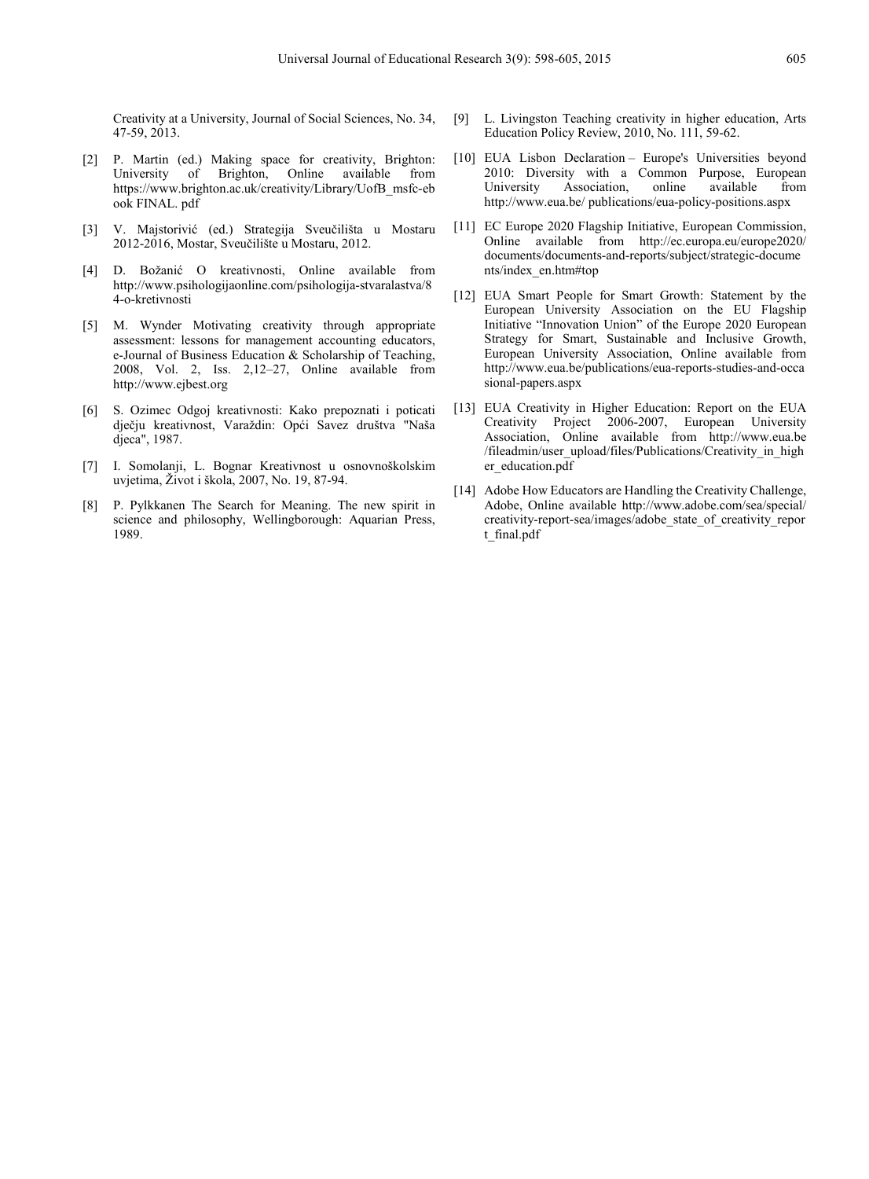Creativity at a University, Journal of Social Sciences, No. 34, 47-59, 2013.

[2] P. Martin (ed.) Making space for creativity, Brighton: University of Brighton, Online available from https://www.brighton.ac.uk/creativity/Library/UofB_msfc-ebook FINAL. pdf

[3] V. Majstorivić (ed.) Strategija Sveučilišta u Mostaru 2012-2016, Mostar, Sveučilište u Mostaru, 2012.

[4] D. Božanić O kreativnosti, Online available from http://www.psihologijaonline.com/psihologija-stvaralastva/84-o-kretivnosti

[5] M. Wynder Motivating creativity through appropriate assessment: lessons for management accounting educators, e-Journal of Business Education & Scholarship of Teaching, 2008, Vol. 2, Iss. 2,12–27, Online available from http://www.ejbest.org

[6] S. Ozimec Odgoj kreativnosti: Kako prepoznati i poticati dječju kreativnost, Varaždin: Opći Savez društva "Naša djeca", 1987.

[7] I. Somolanji, L. Bognar Kreativnost u osnovnoškolskim uvjetima, Život i škola, 2007, No. 19, 87-94.

[8] P. Pylkkanen The Search for Meaning. The new spirit in science and philosophy, Wellingborough: Aquarian Press, 1989.

[9] L. Livingston Teaching creativity in higher education, Arts Education Policy Review, 2010, No. 111, 59-62.

[10] EUA Lisbon Declaration – Europe's Universities beyond 2010: Diversity with a Common Purpose, European University Association, online available from http://www.eua.be/ publications/eua-policy-positions.aspx

[11] EC Europe 2020 Flagship Initiative, European Commission, Online available from http://ec.europa.eu/europe2020/documents/documents-and-reports/subject/strategic-documents/index_en.htm#top

[12] EUA Smart People for Smart Growth: Statement by the European University Association on the EU Flagship Initiative "Innovation Union" of the Europe 2020 European Strategy for Smart, Sustainable and Inclusive Growth, European University Association, Online available from http://www.eua.be/publications/eua-reports-studies-and-occasional-papers.aspx

[13] EUA Creativity in Higher Education: Report on the EUA Creativity Project 2006-2007, European University Association, Online available from http://www.eua.be/fileadmin/user_upload/files/Publications/Creativity_in_higher_education.pdf

[14] Adobe How Educators are Handling the Creativity Challenge, Adobe, Online available http://www.adobe.com/sea/special/creativity-report-sea/images/adobe_state_of_creativity_report_final.pdf